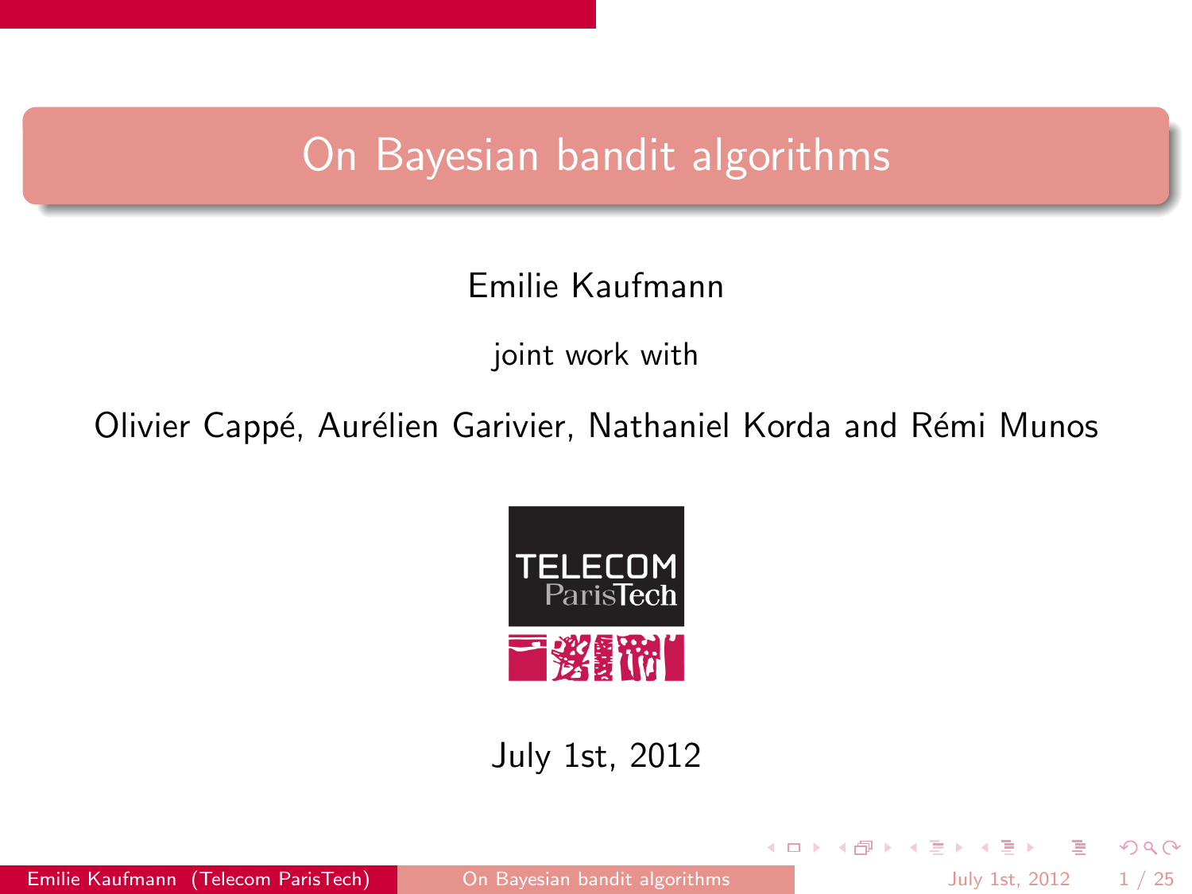# On Bayesian bandit algorithms

Emilie Kaufmann

joint work with

Olivier Cappé, Aurélien Garivier, Nathaniel Korda and Rémi Munos

TELECOM ParisTech

July 1st, 2012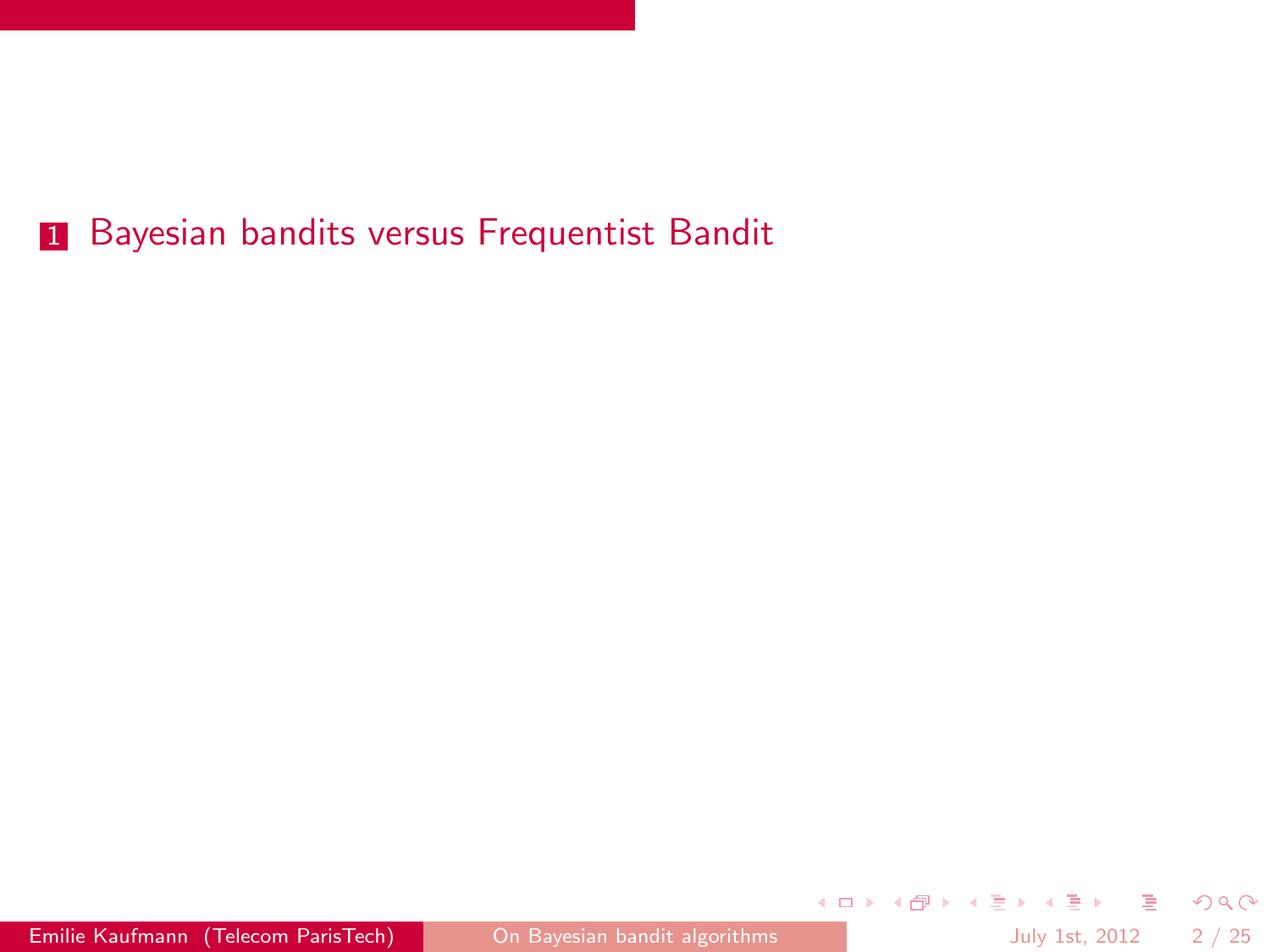1. Bayesian bandits versus Frequentist Bandit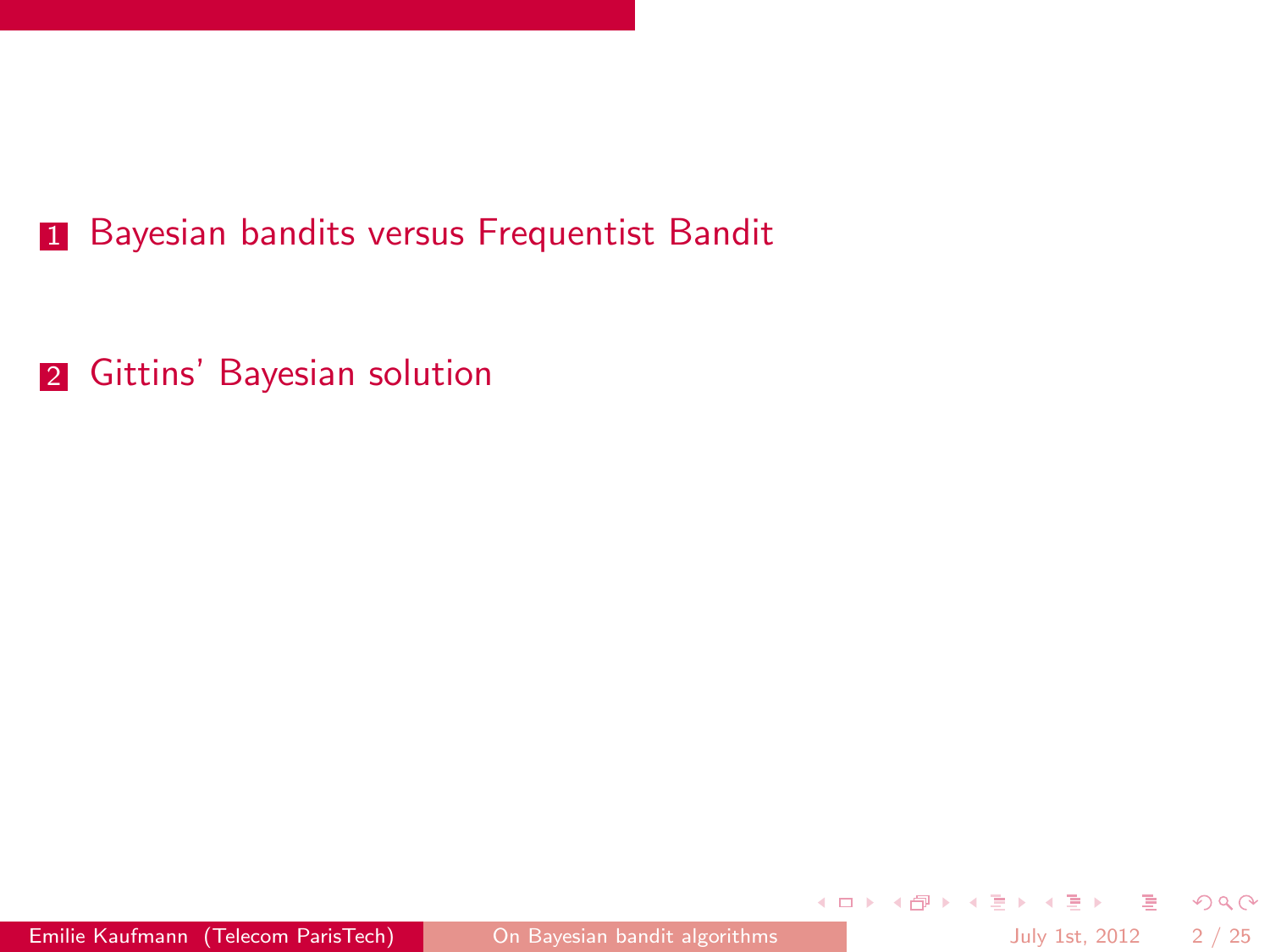1. Bayesian bandits versus Frequentist Bandit

2. Gittins' Bayesian solution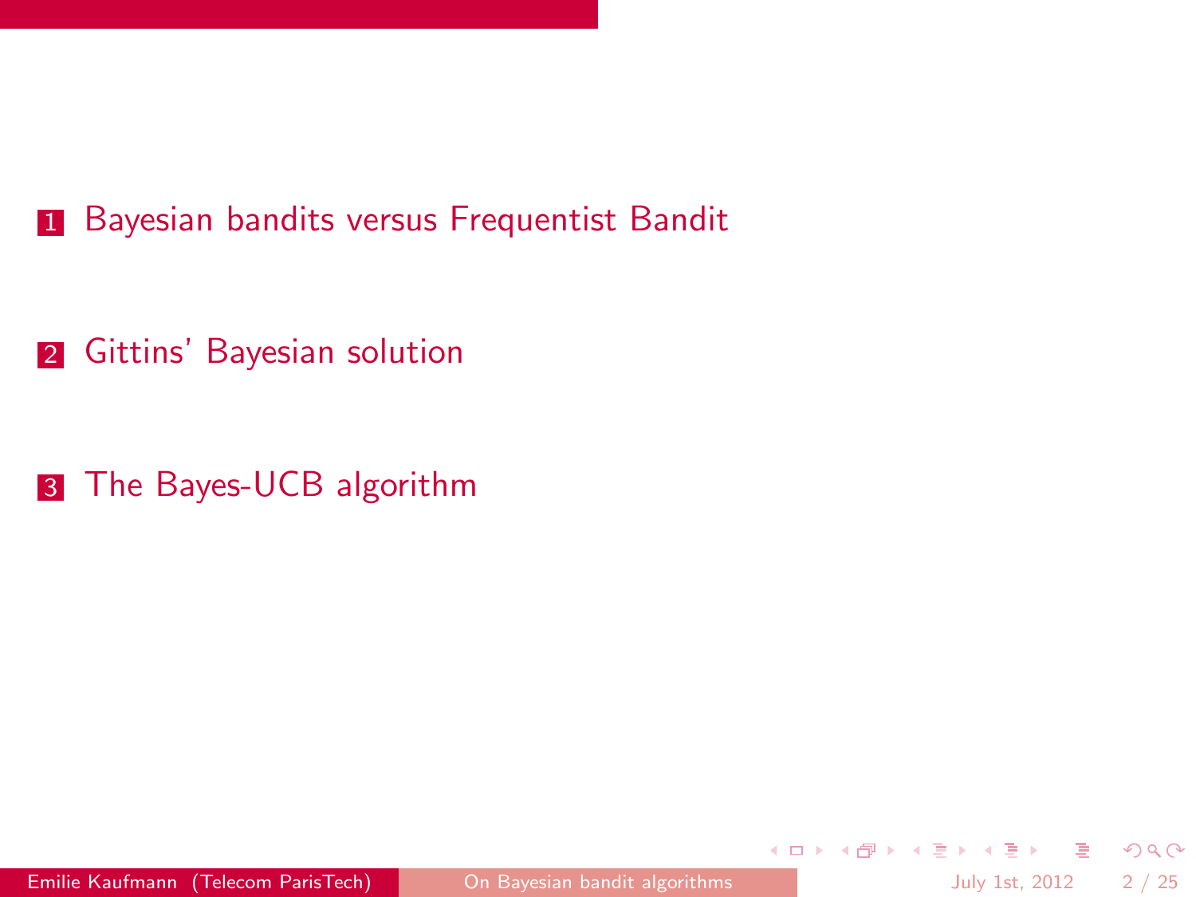1. Bayesian bandits versus Frequentist Bandit
2. Gittins' Bayesian solution
3. The Bayes-UCB algorithm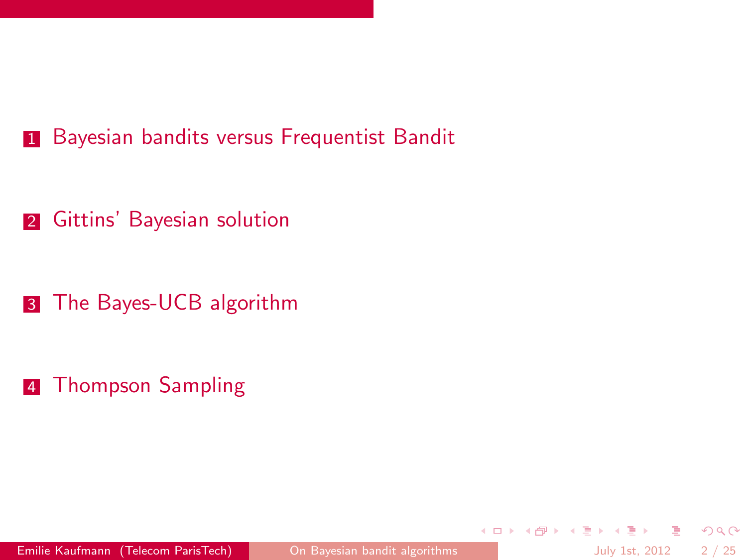1. Bayesian bandits versus Frequentist Bandit
2. Gittins' Bayesian solution
3. The Bayes-UCB algorithm
4. Thompson Sampling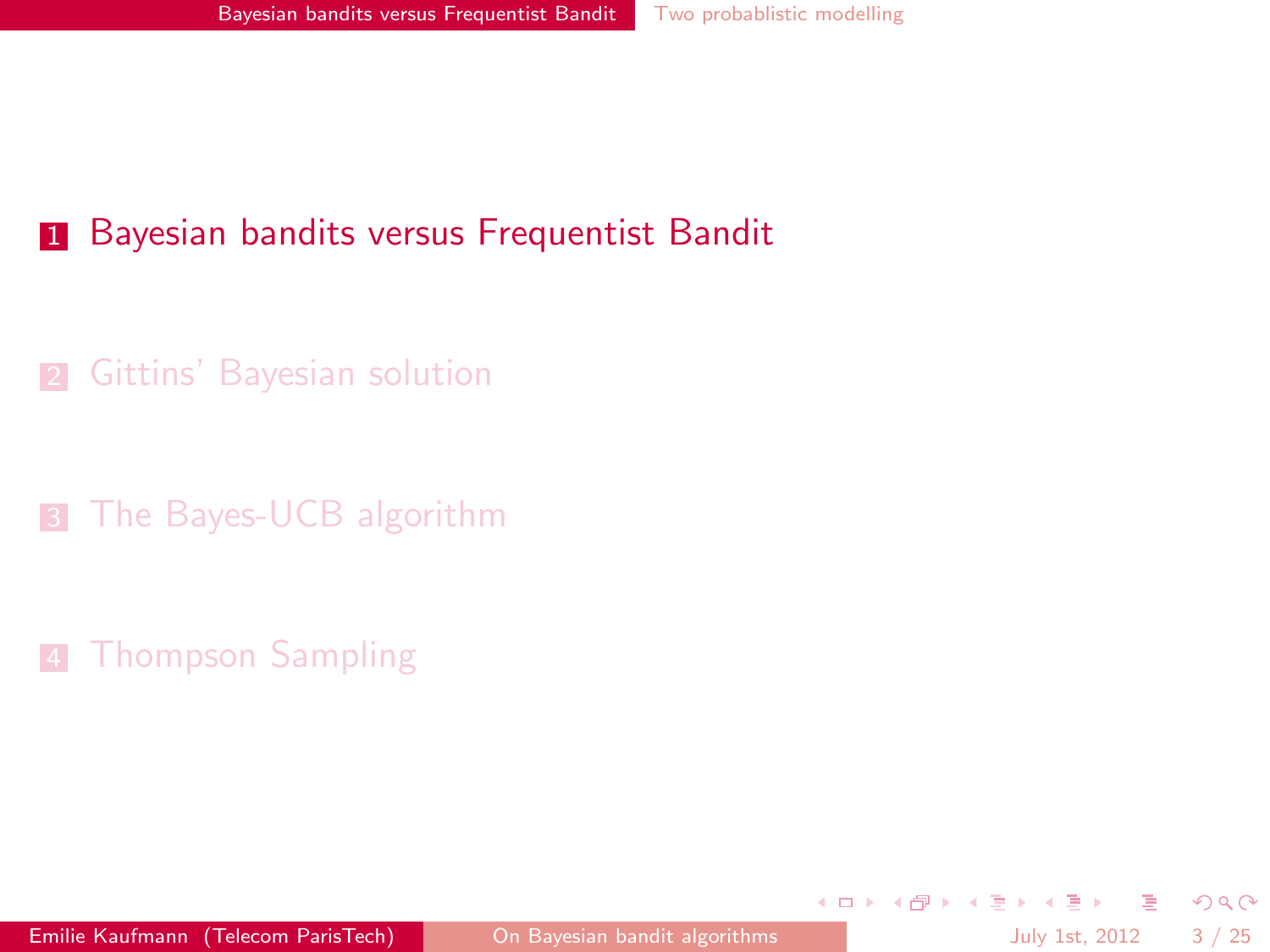1. Bayesian bandits versus Frequentist Bandit
2. Gittins' Bayesian solution
3. The Bayes-UCB algorithm
4. Thompson Sampling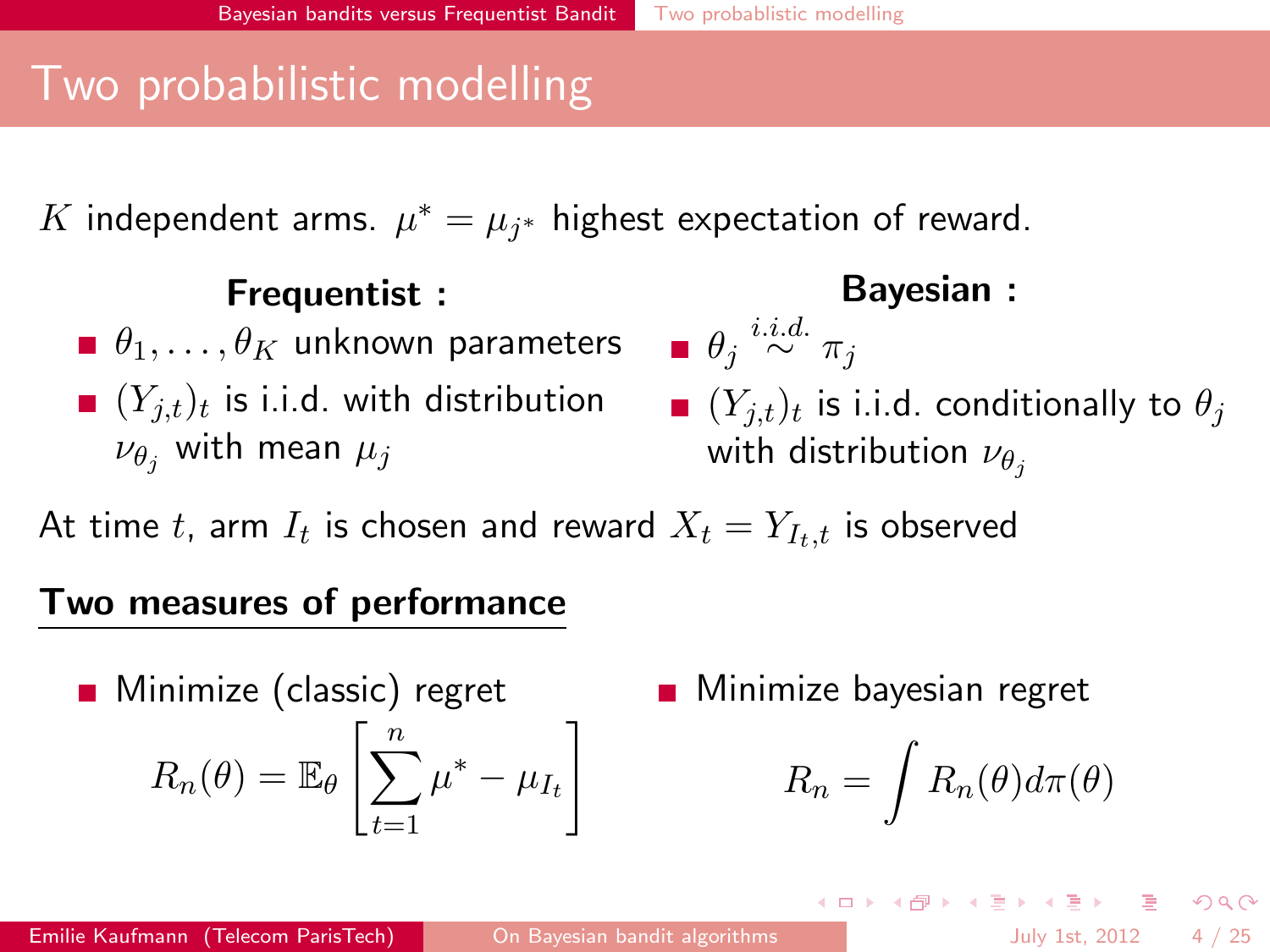# Two probabilistic modelling

$K$ independent arms. $\mu^* = \mu_{j^*}$ highest expectation of reward.

**Frequentist :**

- $\theta_1, \ldots, \theta_K$ unknown parameters
- $(Y_{j,t})_t$ is i.i.d. with distribution $\nu_{\theta_j}$ with mean $\mu_j$

**Bayesian :**

- $\theta_j \overset{i.i.d.}{\sim} \pi_j$
- $(Y_{j,t})_t$ is i.i.d. conditionally to $\theta_j$ with distribution $\nu_{\theta_j}$

At time $t$, arm $I_t$ is chosen and reward $X_t = Y_{I_t,t}$ is observed

## Two measures of performance

- Minimize (classic) regret

$$R_n(\theta) = \mathbb{E}_\theta \left[ \sum_{t=1}^{n} \mu^* - \mu_{I_t} \right]$$

- Minimize bayesian regret

$$R_n = \int R_n(\theta) d\pi(\theta)$$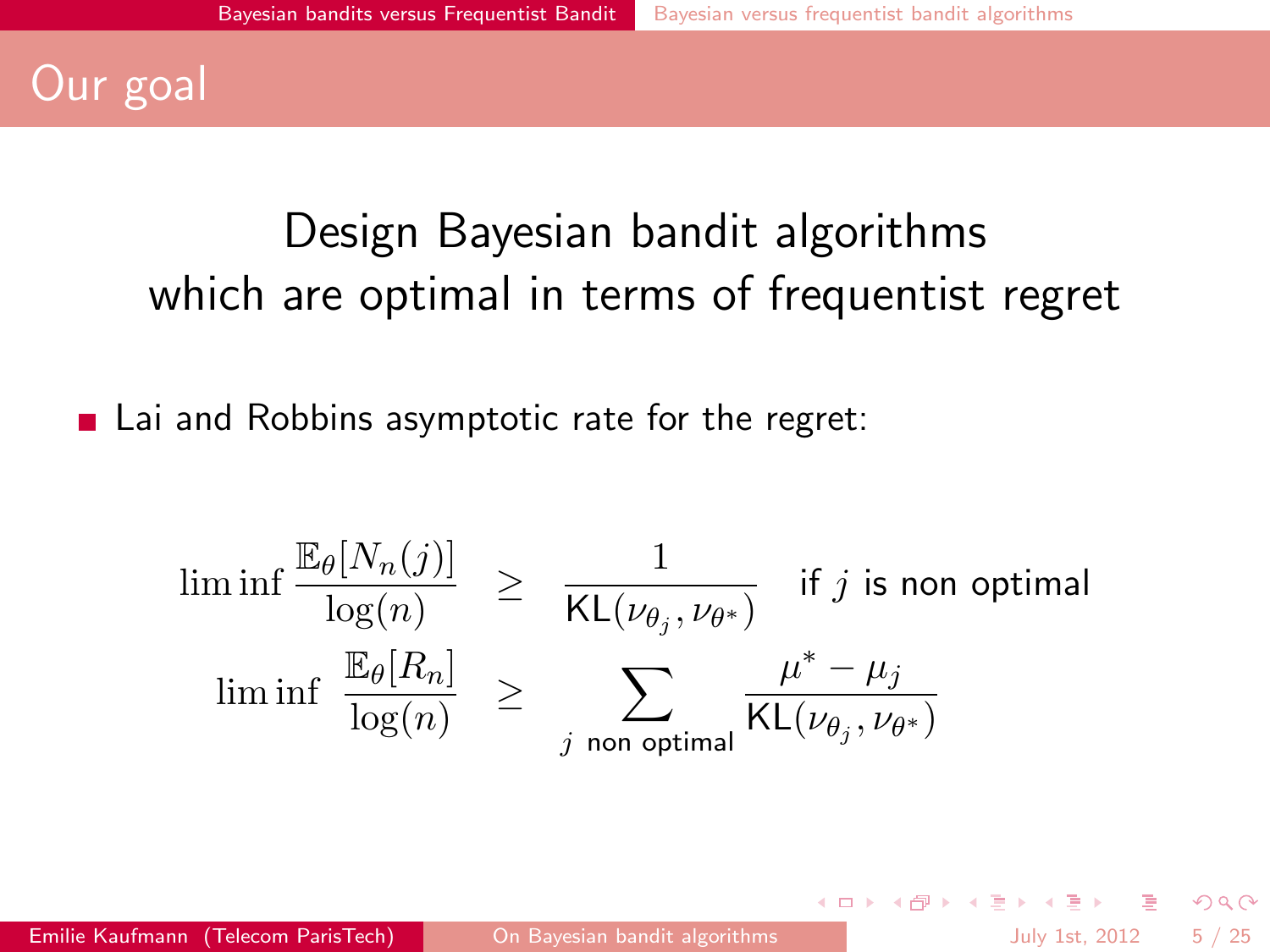# Our goal

Design Bayesian bandit algorithms which are optimal in terms of frequentist regret

- Lai and Robbins asymptotic rate for the regret:

$$\liminf \frac{\mathbb{E}_\theta[N_n(j)]}{\log(n)} \geq \frac{1}{\mathrm{KL}(\nu_{\theta_j}, \nu_{\theta^*})} \quad \text{if } j \text{ is non optimal}$$

$$\liminf \frac{\mathbb{E}_\theta[R_n]}{\log(n)} \geq \sum_{j \text{ non optimal}} \frac{\mu^* - \mu_j}{\mathrm{KL}(\nu_{\theta_j}, \nu_{\theta^*})}$$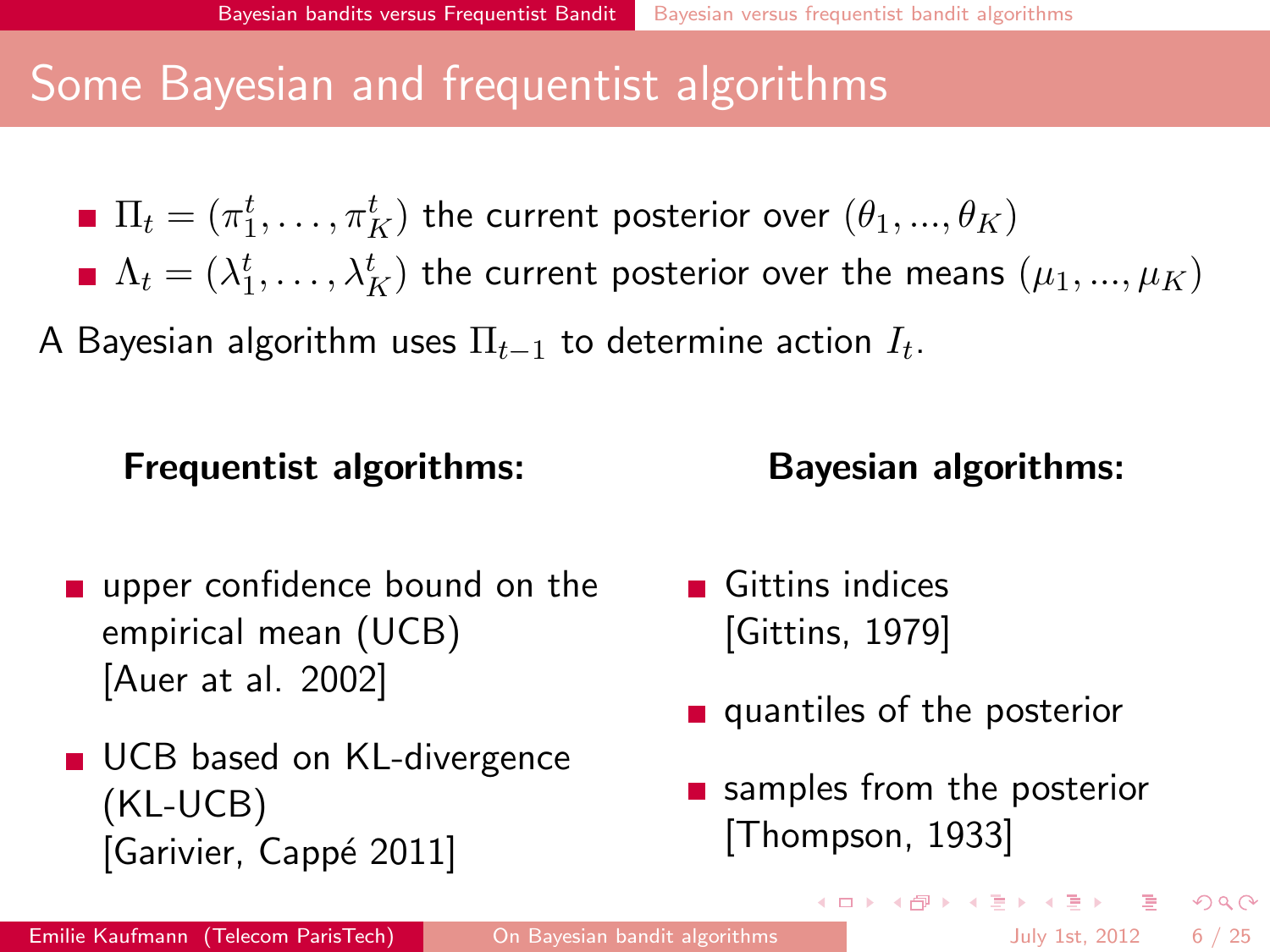# Some Bayesian and frequentist algorithms

- $\Pi_t = (\pi_1^t, \ldots, \pi_K^t)$ the current posterior over $(\theta_1, ..., \theta_K)$
- $\Lambda_t = (\lambda_1^t, \ldots, \lambda_K^t)$ the current posterior over the means $(\mu_1, ..., \mu_K)$

A Bayesian algorithm uses $\Pi_{t-1}$ to determine action $I_t$.

**Frequentist algorithms:**

- upper confidence bound on the empirical mean (UCB) [Auer at al. 2002]
- UCB based on KL-divergence (KL-UCB) [Garivier, Cappé 2011]

**Bayesian algorithms:**

- Gittins indices [Gittins, 1979]
- quantiles of the posterior
- samples from the posterior [Thompson, 1933]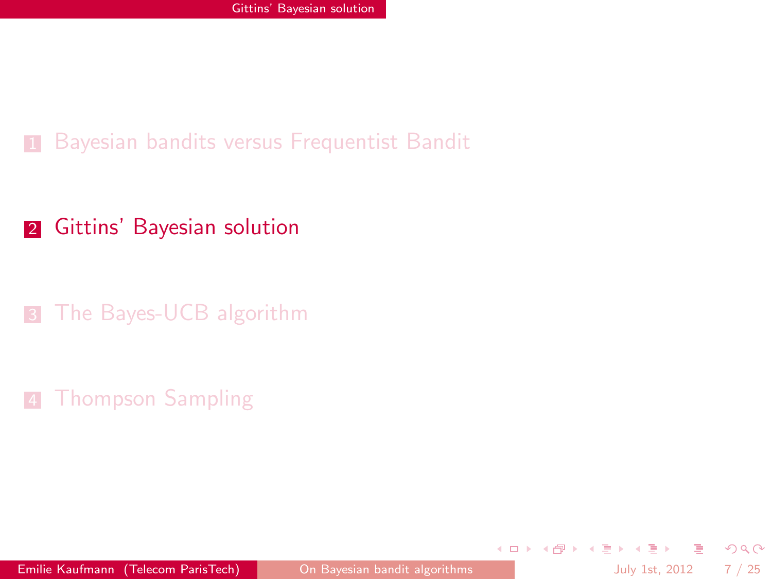1. Bayesian bandits versus Frequentist Bandit

2. **Gittins' Bayesian solution**

3. The Bayes-UCB algorithm

4. Thompson Sampling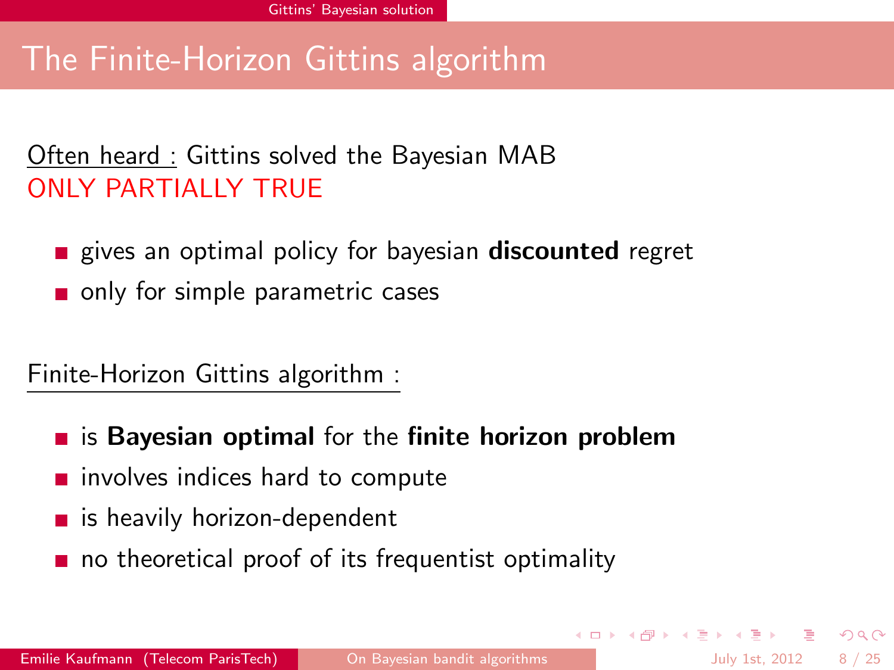# The Finite-Horizon Gittins algorithm

Often heard : Gittins solved the Bayesian MAB
ONLY PARTIALLY TRUE

- gives an optimal policy for bayesian **discounted** regret
- only for simple parametric cases

Finite-Horizon Gittins algorithm :

- is **Bayesian optimal** for the **finite horizon problem**
- involves indices hard to compute
- is heavily horizon-dependent
- no theoretical proof of its frequentist optimality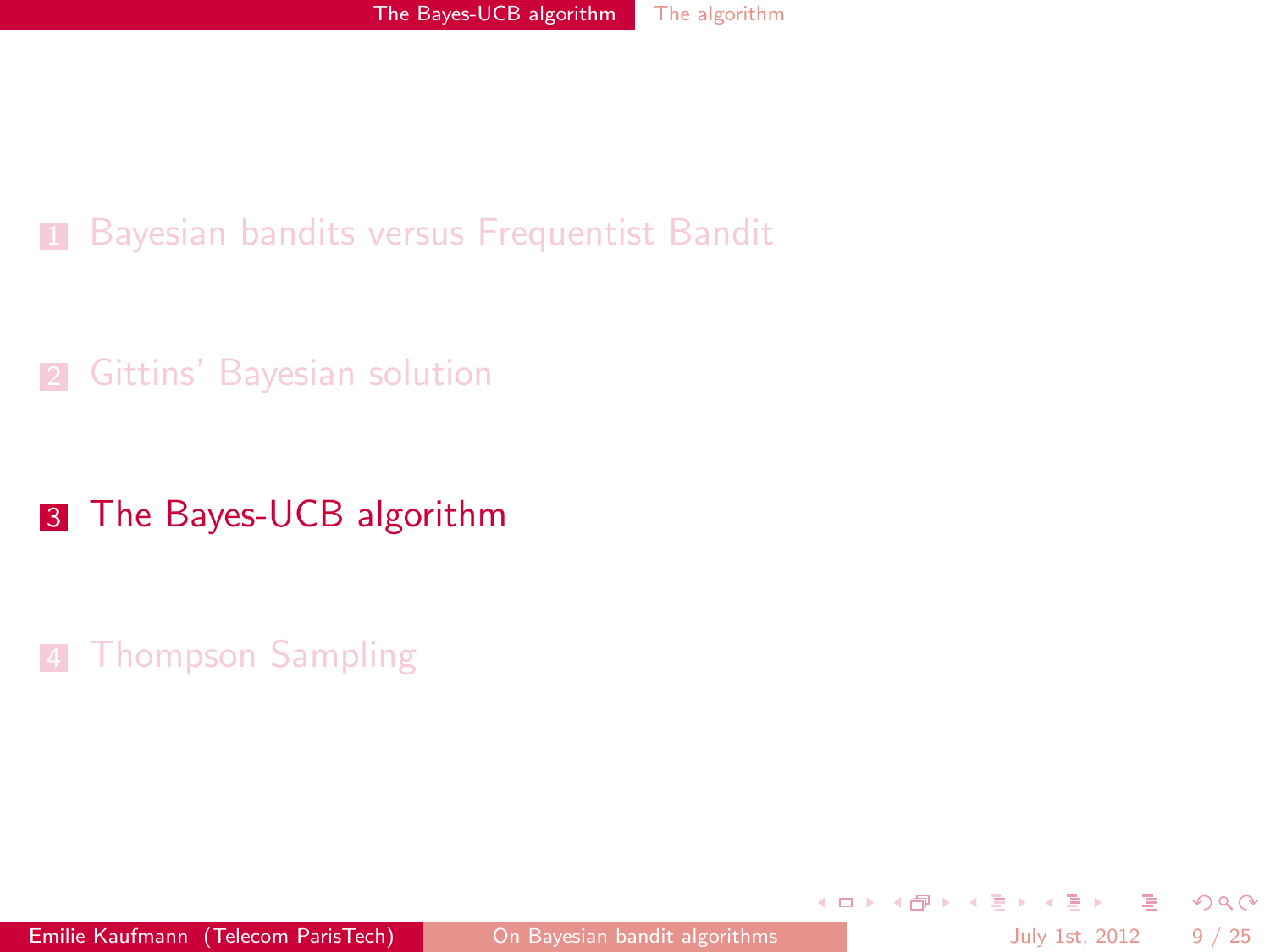1. Bayesian bandits versus Frequentist Bandit

2. Gittins' Bayesian solution

3. **The Bayes-UCB algorithm**

4. Thompson Sampling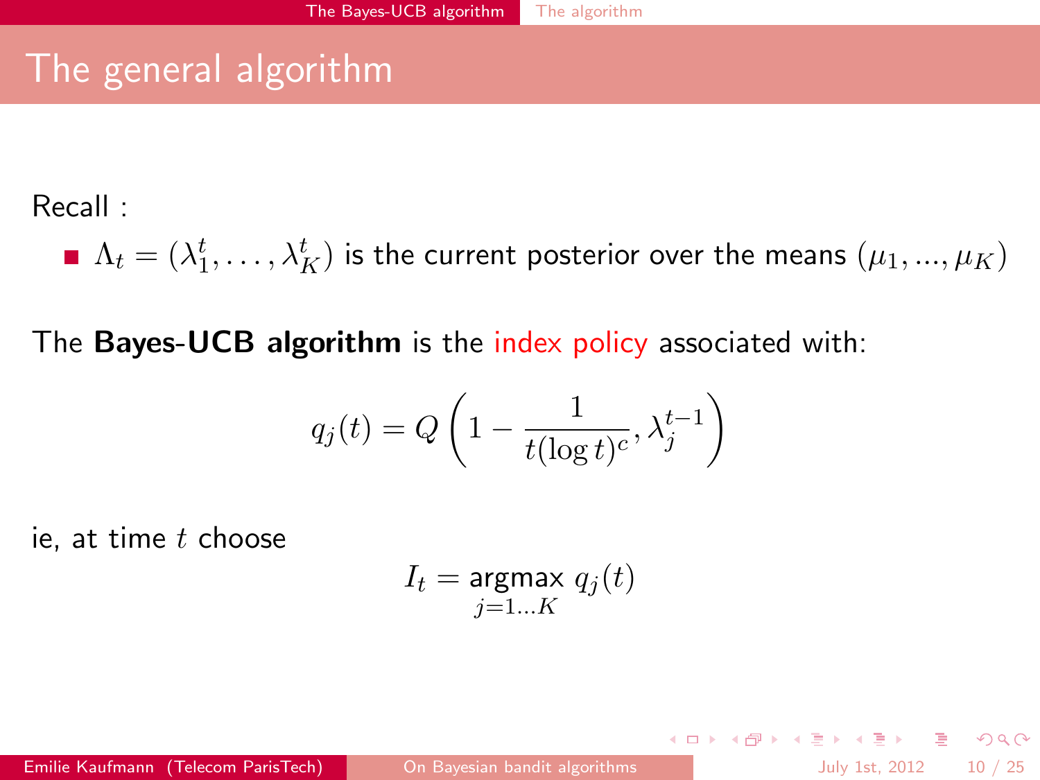# The general algorithm

Recall :

- $\Lambda_t = (\lambda_1^t, \ldots, \lambda_K^t)$ is the current posterior over the means $(\mu_1, ..., \mu_K)$

The **Bayes-UCB algorithm** is the index policy associated with:

$$q_j(t) = Q\left(1 - \frac{1}{t(\log t)^c}, \lambda_j^{t-1}\right)$$

ie, at time $t$ choose

$$I_t = \underset{j=1...K}{\text{argmax}}\ q_j(t)$$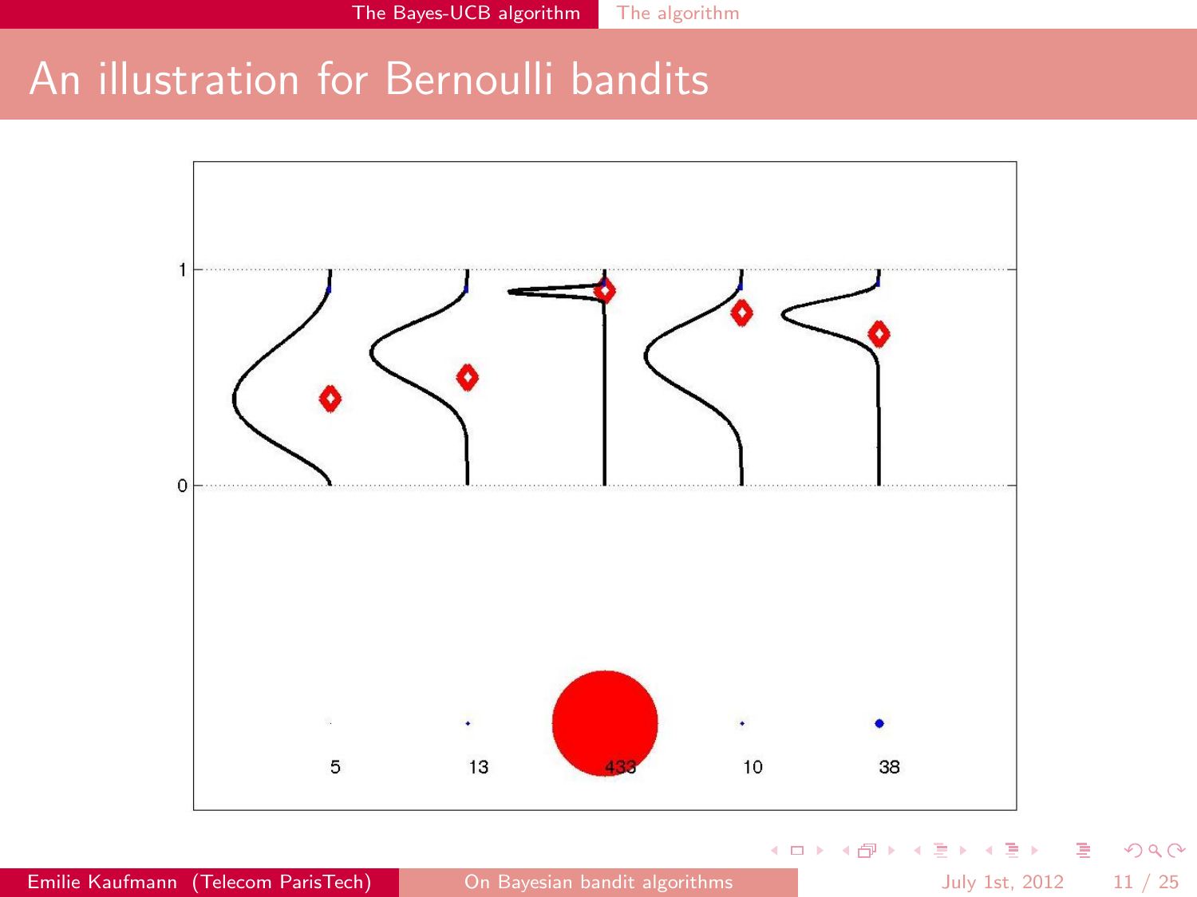# An illustration for Bernoulli bandits

1

0

5 13 433 10 38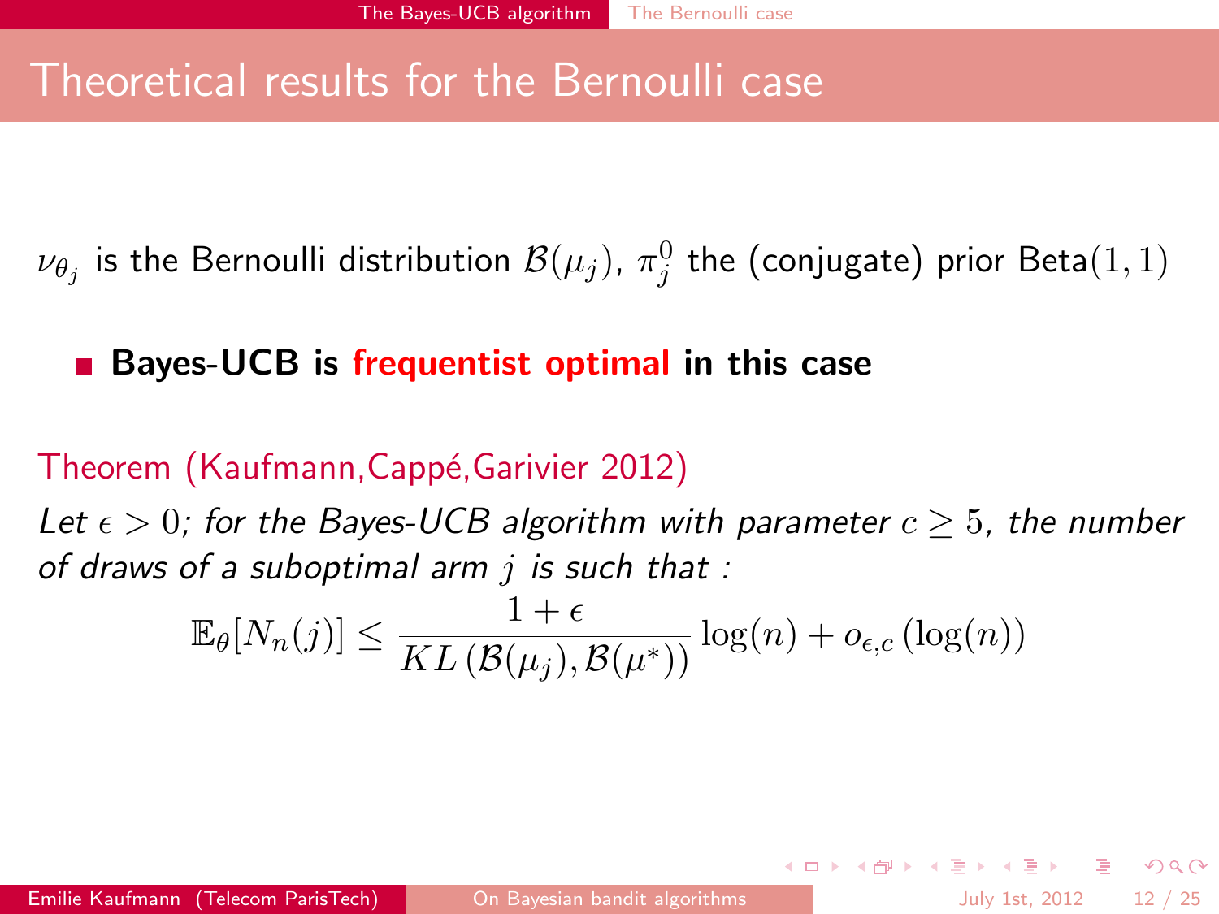# Theoretical results for the Bernoulli case

$\nu_{\theta_j}$ is the Bernoulli distribution $\mathcal{B}(\mu_j)$, $\pi_j^0$ the (conjugate) prior Beta$(1,1)$

- **Bayes-UCB is frequentist optimal in this case**

Theorem (Kaufmann,Cappé,Garivier 2012)

*Let $\epsilon > 0$; for the Bayes-UCB algorithm with parameter $c \geq 5$, the number of draws of a suboptimal arm $j$ is such that :*

$$\mathbb{E}_\theta[N_n(j)] \leq \frac{1+\epsilon}{KL\left(\mathcal{B}(\mu_j), \mathcal{B}(\mu^*)\right)} \log(n) + o_{\epsilon,c}\left(\log(n)\right)$$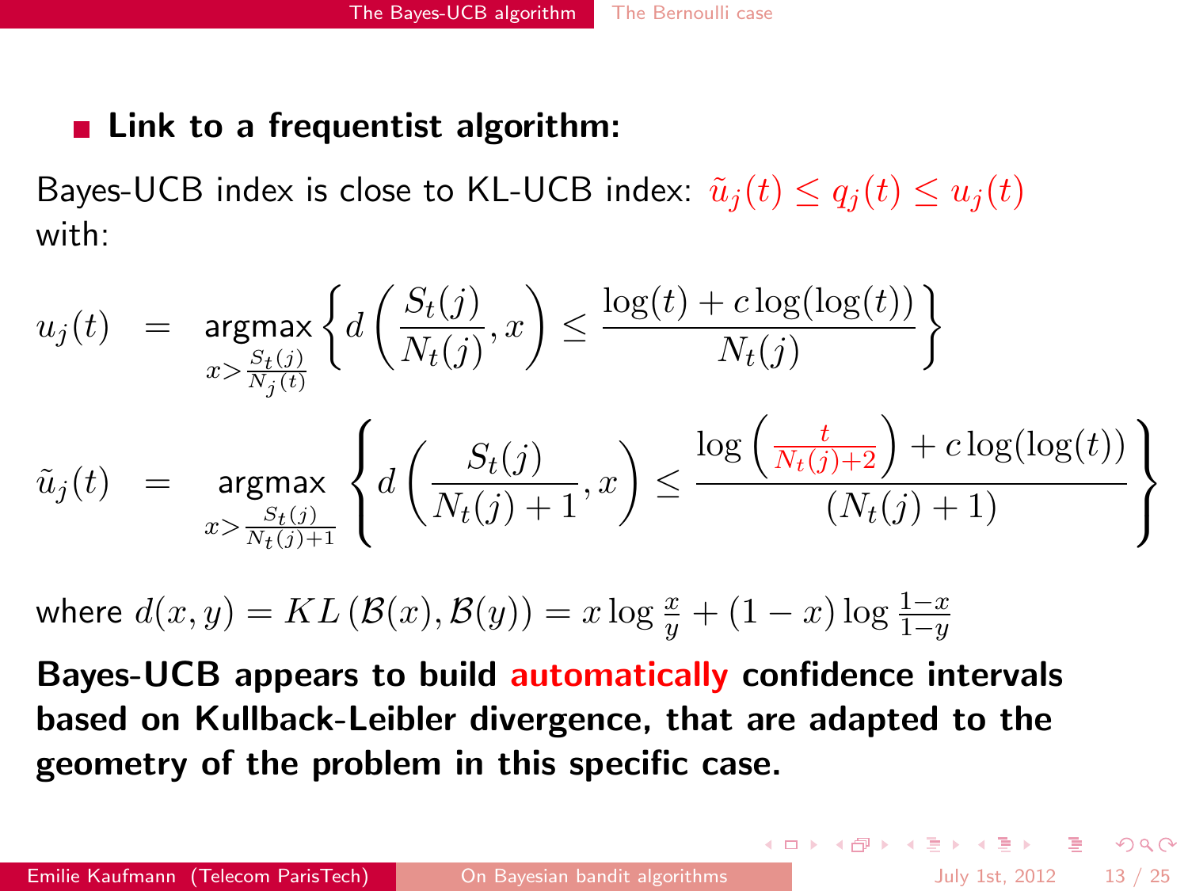- **Link to a frequentist algorithm:**

Bayes-UCB index is close to KL-UCB index: $\tilde{u}_j(t) \leq q_j(t) \leq u_j(t)$ with:

$$u_j(t) = \underset{x > \frac{S_t(j)}{N_j(t)}}{\text{argmax}} \left\{ d\left(\frac{S_t(j)}{N_t(j)}, x\right) \leq \frac{\log(t) + c\log(\log(t))}{N_t(j)} \right\}$$

$$\tilde{u}_j(t) = \underset{x > \frac{S_t(j)}{N_t(j)+1}}{\text{argmax}} \left\{ d\left(\frac{S_t(j)}{N_t(j)+1}, x\right) \leq \frac{\log\left(\frac{t}{N_t(j)+2}\right) + c\log(\log(t))}{(N_t(j)+1)} \right\}$$

where $d(x,y) = KL\left(\mathcal{B}(x), \mathcal{B}(y)\right) = x\log\frac{x}{y} + (1-x)\log\frac{1-x}{1-y}$

**Bayes-UCB appears to build automatically confidence intervals based on Kullback-Leibler divergence, that are adapted to the geometry of the problem in this specific case.**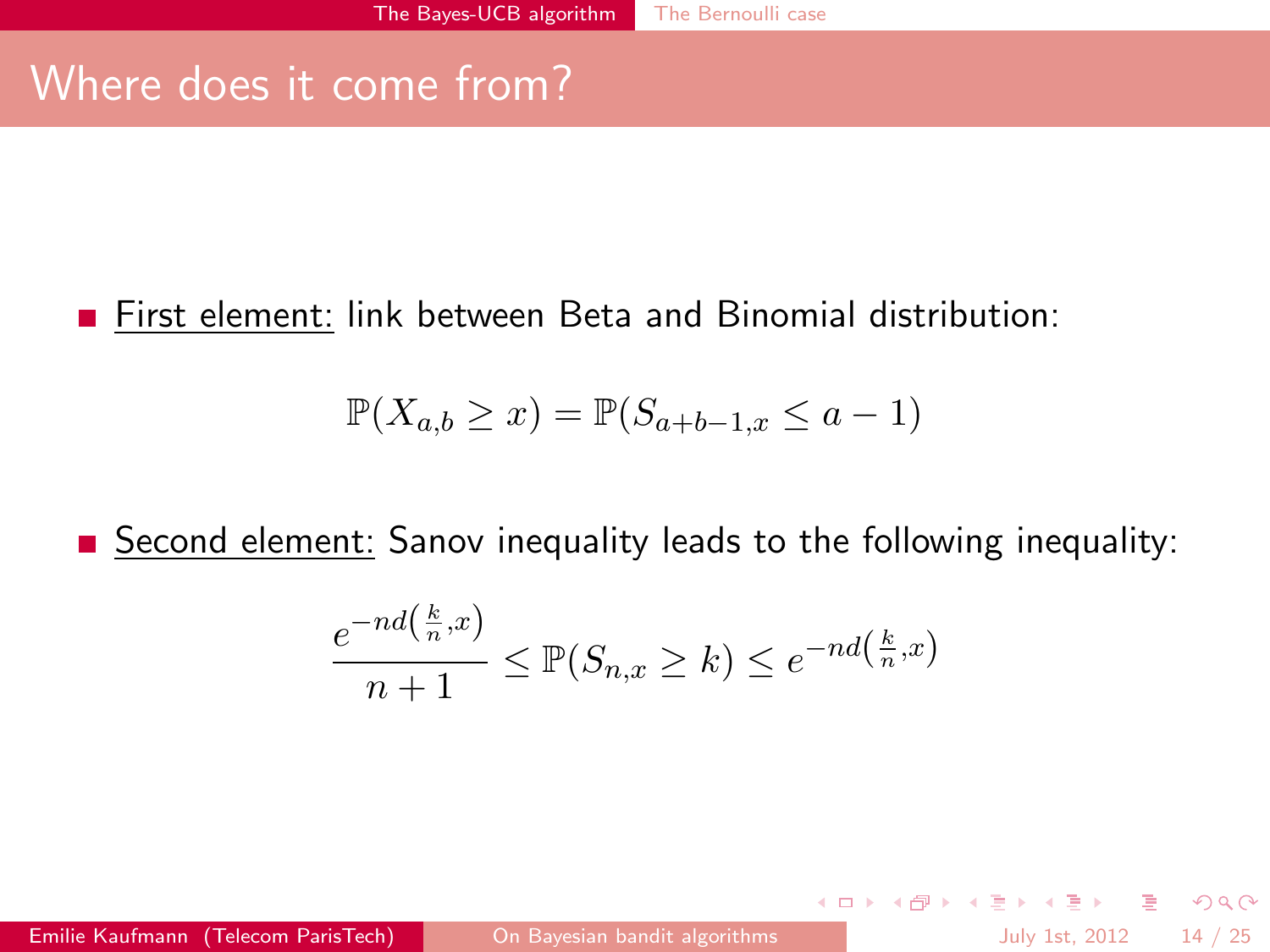## Where does it come from?

- First element: link between Beta and Binomial distribution:

$$\mathbb{P}(X_{a,b} \geq x) = \mathbb{P}(S_{a+b-1,x} \leq a-1)$$

- Second element: Sanov inequality leads to the following inequality:

$$\frac{e^{-nd\left(\frac{k}{n},x\right)}}{n+1} \leq \mathbb{P}(S_{n,x} \geq k) \leq e^{-nd\left(\frac{k}{n},x\right)}$$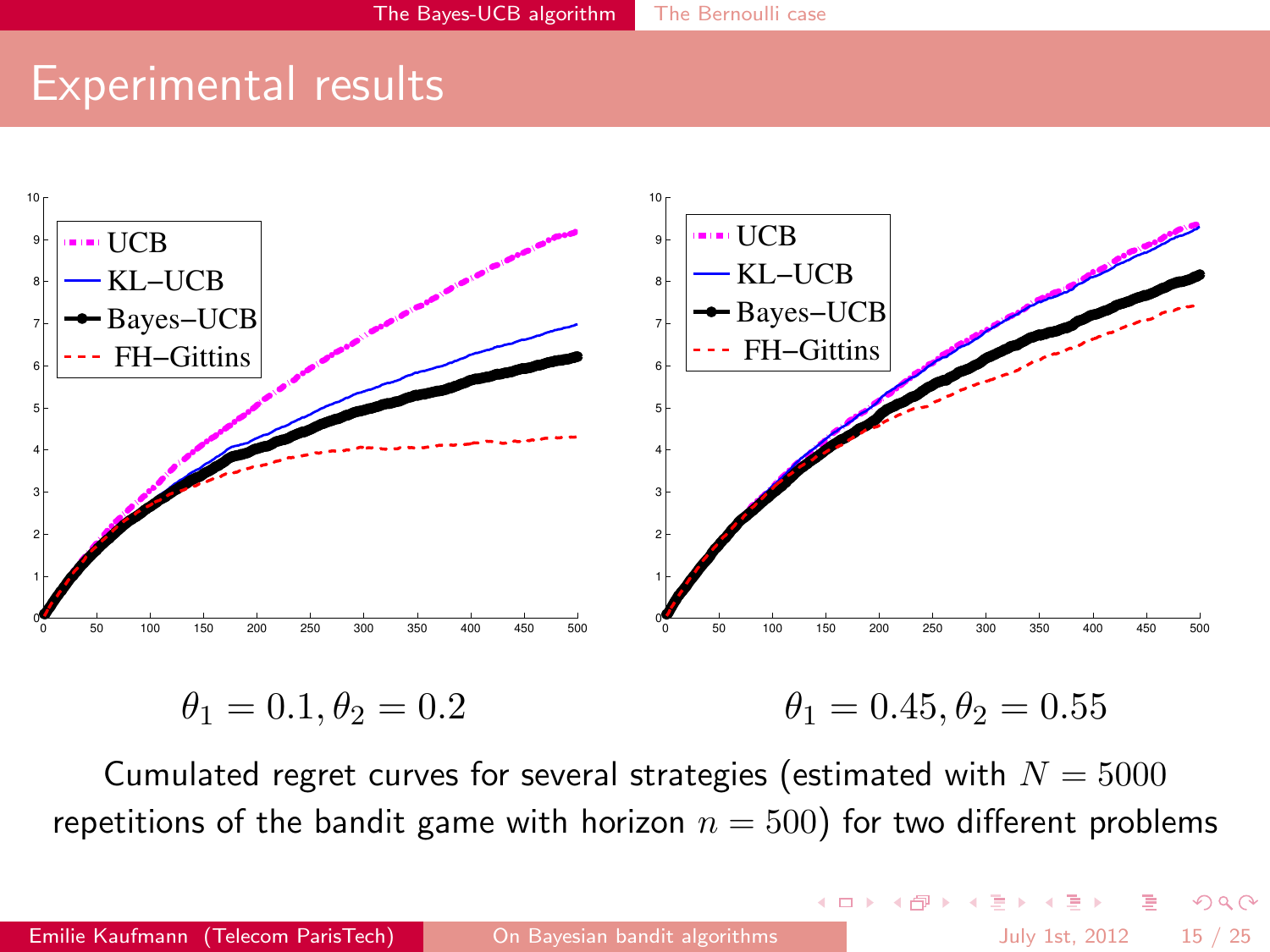# Experimental results

$\theta_1 = 0.1, \theta_2 = 0.2$

$\theta_1 = 0.45, \theta_2 = 0.55$

Cumulated regret curves for several strategies (estimated with $N = 5000$ repetitions of the bandit game with horizon $n = 500$) for two different problems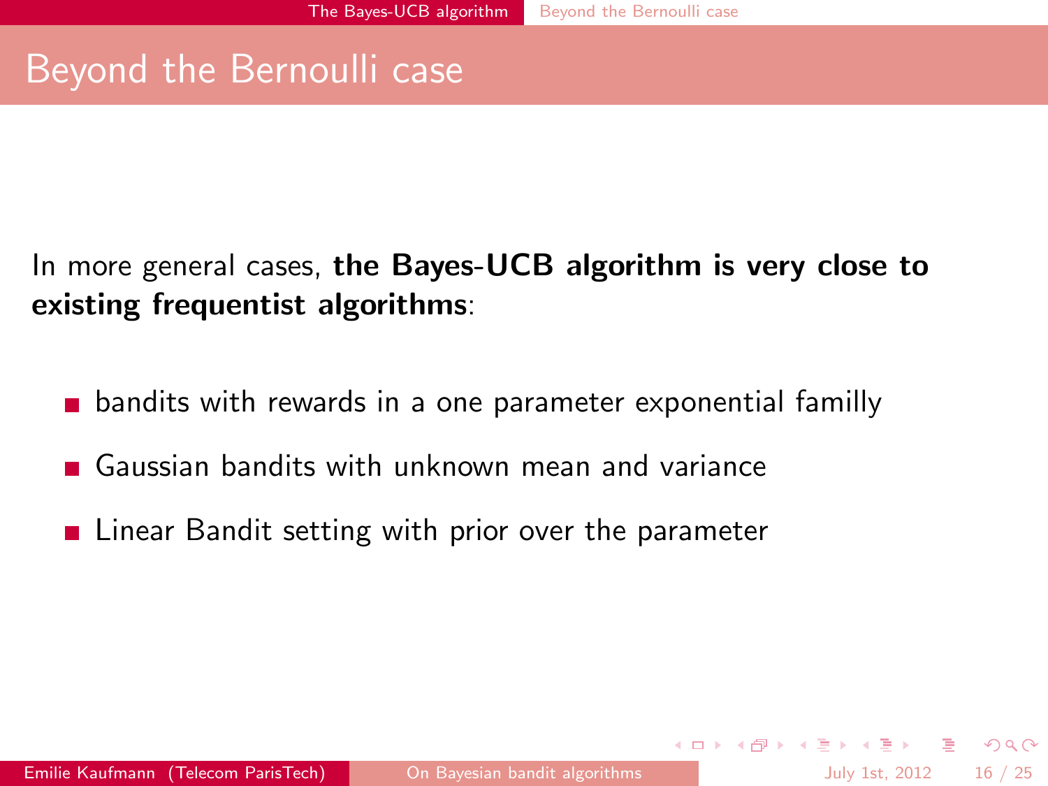# Beyond the Bernoulli case

In more general cases, **the Bayes-UCB algorithm is very close to existing frequentist algorithms**:

- bandits with rewards in a one parameter exponential familly
- Gaussian bandits with unknown mean and variance
- Linear Bandit setting with prior over the parameter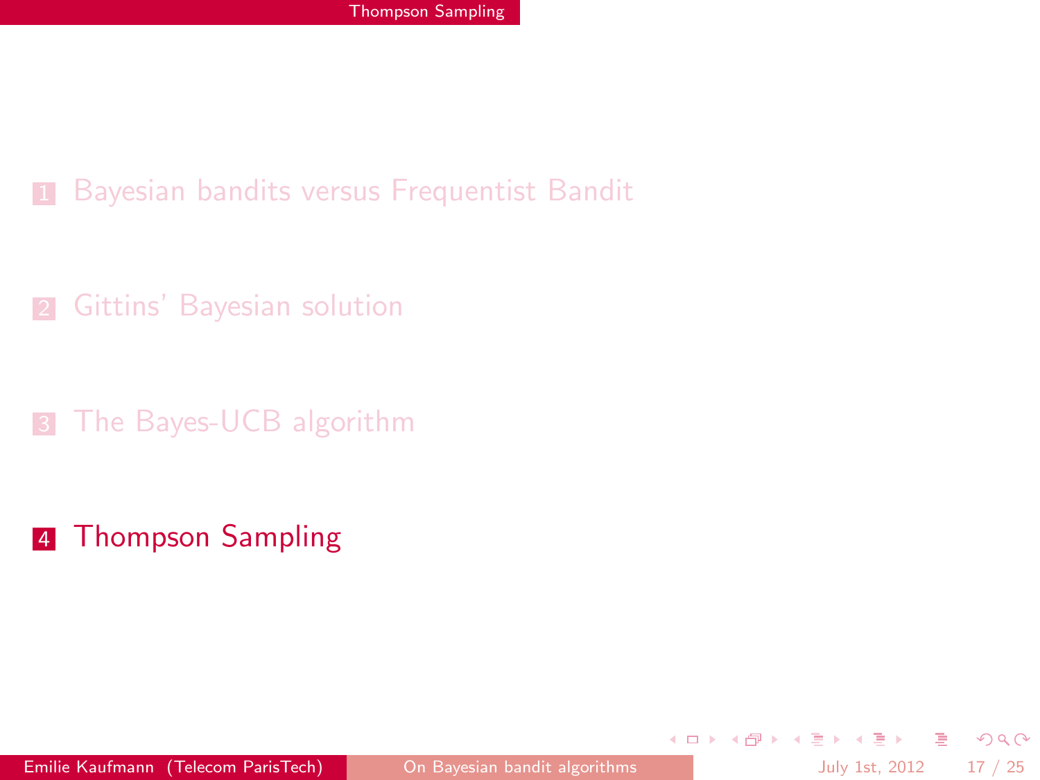1. Bayesian bandits versus Frequentist Bandit

2. Gittins' Bayesian solution

3. The Bayes-UCB algorithm

4. **Thompson Sampling**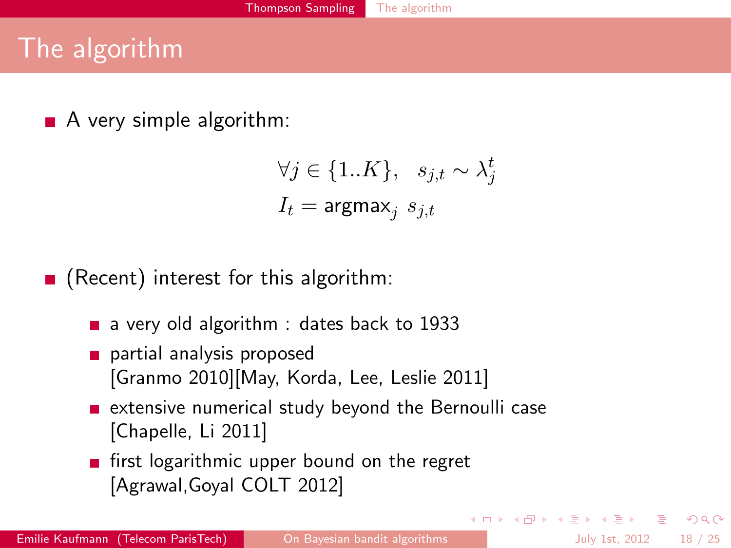# The algorithm

- A very simple algorithm:

$$\forall j \in \{1..K\}, \quad s_{j,t} \sim \lambda_j^t$$
$$I_t = \text{argmax}_j \ s_{j,t}$$

- (Recent) interest for this algorithm:
  - a very old algorithm : dates back to 1933
  - partial analysis proposed [Granmo 2010][May, Korda, Lee, Leslie 2011]
  - extensive numerical study beyond the Bernoulli case [Chapelle, Li 2011]
  - first logarithmic upper bound on the regret [Agrawal,Goyal COLT 2012]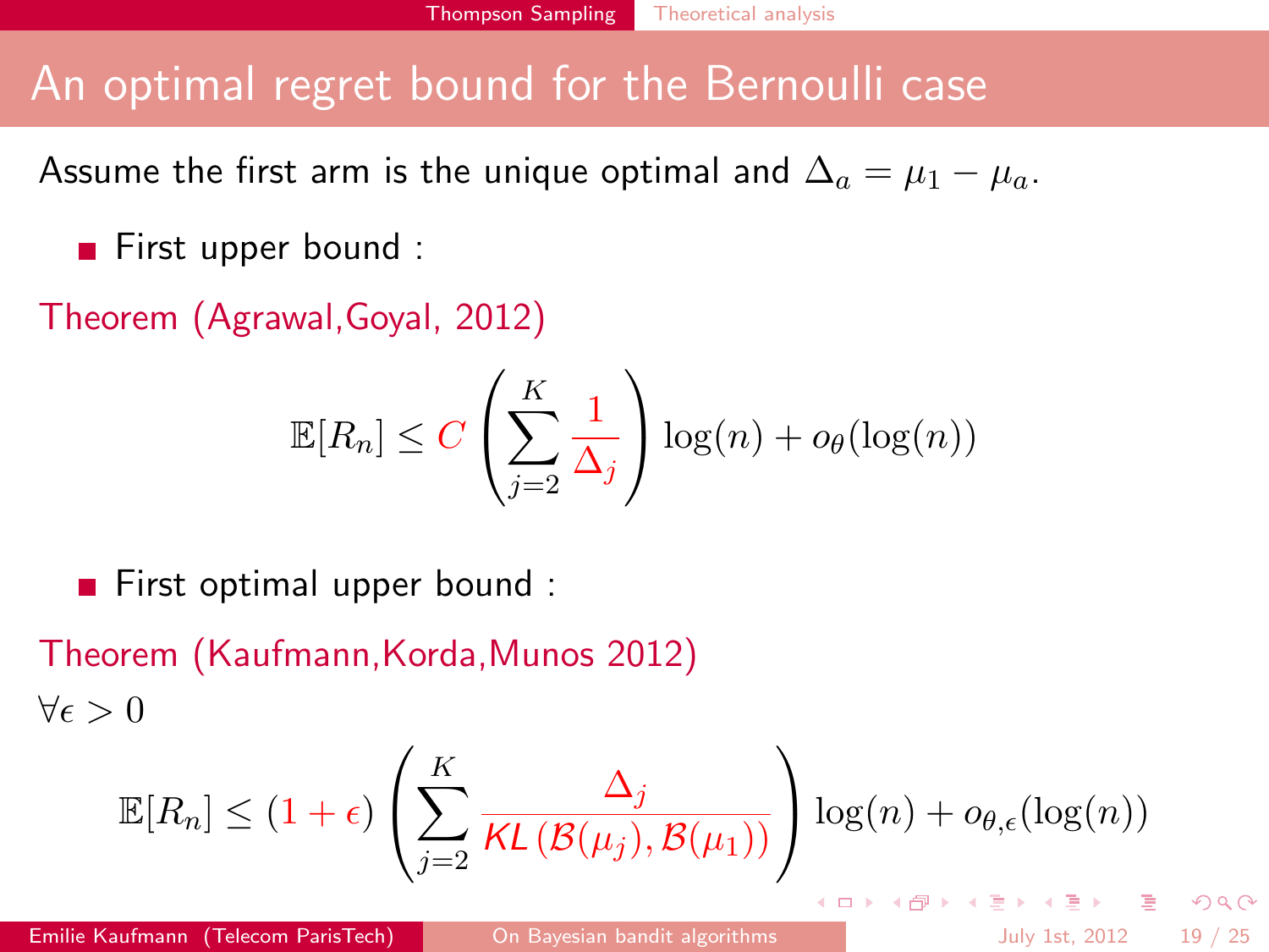# An optimal regret bound for the Bernoulli case

Assume the first arm is the unique optimal and $\Delta_a = \mu_1 - \mu_a$.

- First upper bound :

Theorem (Agrawal,Goyal, 2012)

$$\mathbb{E}[R_n] \leq C \left( \sum_{j=2}^{K} \frac{1}{\Delta_j} \right) \log(n) + o_\theta(\log(n))$$

- First optimal upper bound :

Theorem (Kaufmann,Korda,Munos 2012)

$\forall \epsilon > 0$

$$\mathbb{E}[R_n] \leq (1 + \epsilon) \left( \sum_{j=2}^{K} \frac{\Delta_j}{KL\left(\mathcal{B}(\mu_j), \mathcal{B}(\mu_1)\right)} \right) \log(n) + o_{\theta,\epsilon}(\log(n))$$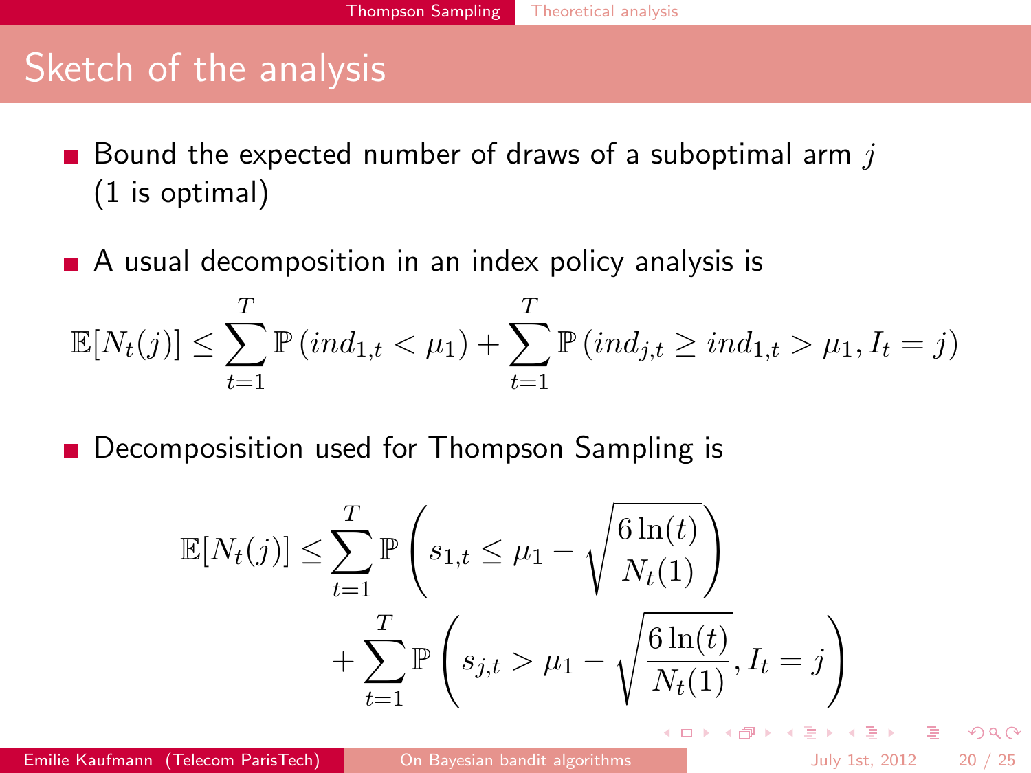## Sketch of the analysis

- Bound the expected number of draws of a suboptimal arm $j$ (1 is optimal)
- A usual decomposition in an index policy analysis is

$$\mathbb{E}[N_t(j)] \leq \sum_{t=1}^{T} \mathbb{P}\left(ind_{1,t} < \mu_1\right) + \sum_{t=1}^{T} \mathbb{P}\left(ind_{j,t} \geq ind_{1,t} > \mu_1, I_t = j\right)$$

- Decomposisition used for Thompson Sampling is

$$\mathbb{E}[N_t(j)] \leq \sum_{t=1}^{T} \mathbb{P}\left(s_{1,t} \leq \mu_1 - \sqrt{\frac{6\ln(t)}{N_t(1)}}\right) + \sum_{t=1}^{T} \mathbb{P}\left(s_{j,t} > \mu_1 - \sqrt{\frac{6\ln(t)}{N_t(1)}}, I_t = j\right)$$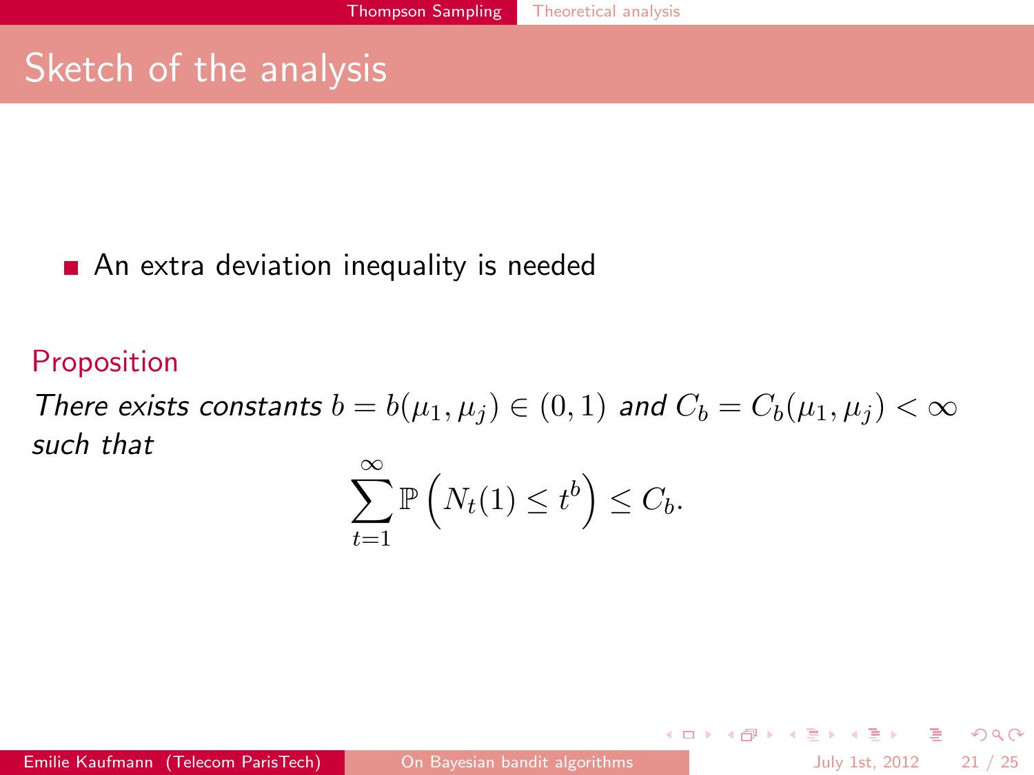# Sketch of the analysis

- An extra deviation inequality is needed

**Proposition**

*There exists constants* $b = b(\mu_1, \mu_j) \in (0,1)$ *and* $C_b = C_b(\mu_1, \mu_j) < \infty$ *such that*

$$\sum_{t=1}^{\infty} \mathbb{P}\left(N_t(1) \leq t^b\right) \leq C_b.$$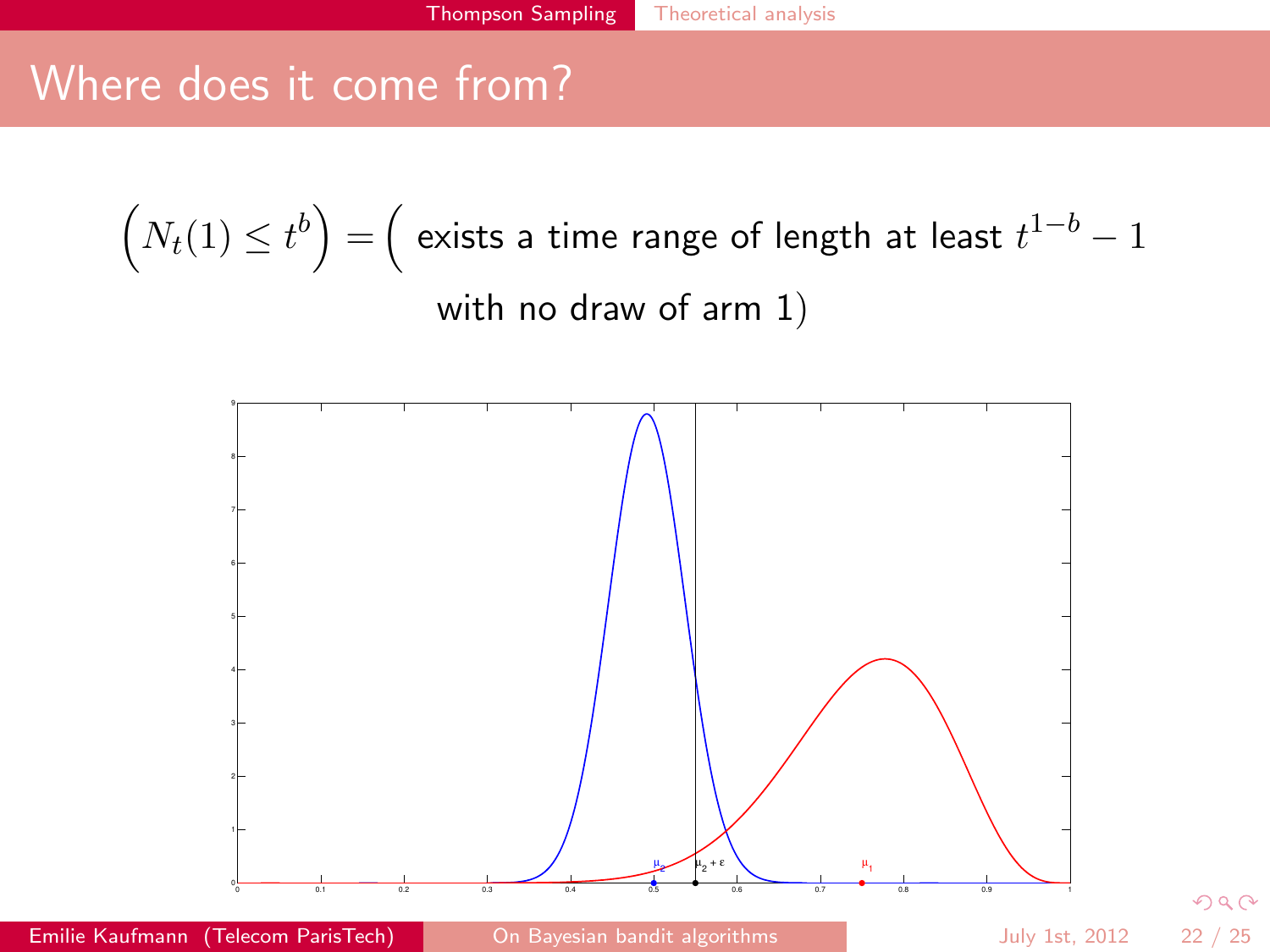# Where does it come from?

$$\left(N_t(1) \leq t^b\right) = \Big( \text{ exists a time range of length at least } t^{1-b} - 1 \text{ with no draw of arm 1}\Big)$$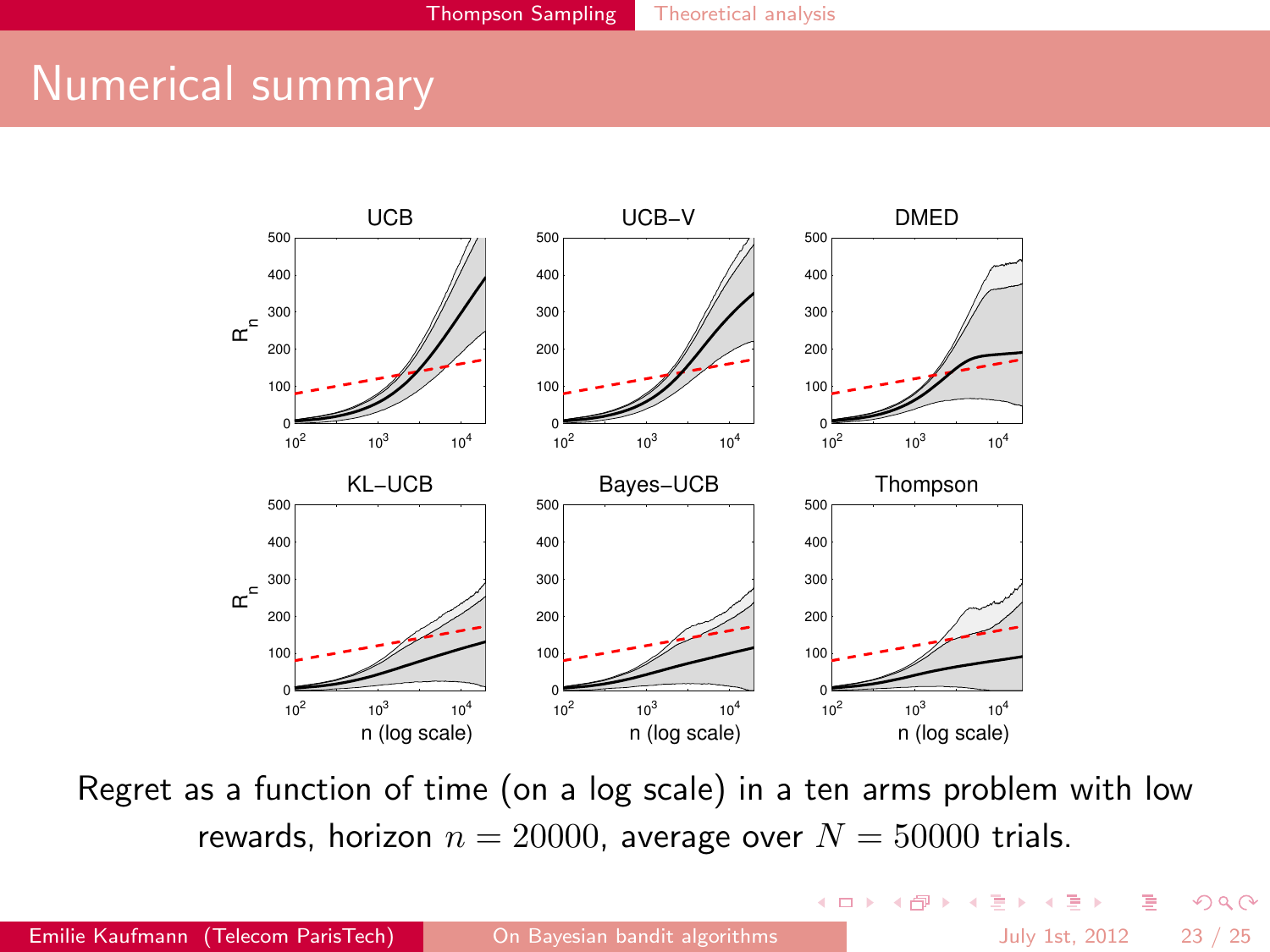# Numerical summary

Regret as a function of time (on a log scale) in a ten arms problem with low rewards, horizon $n = 20000$, average over $N = 50000$ trials.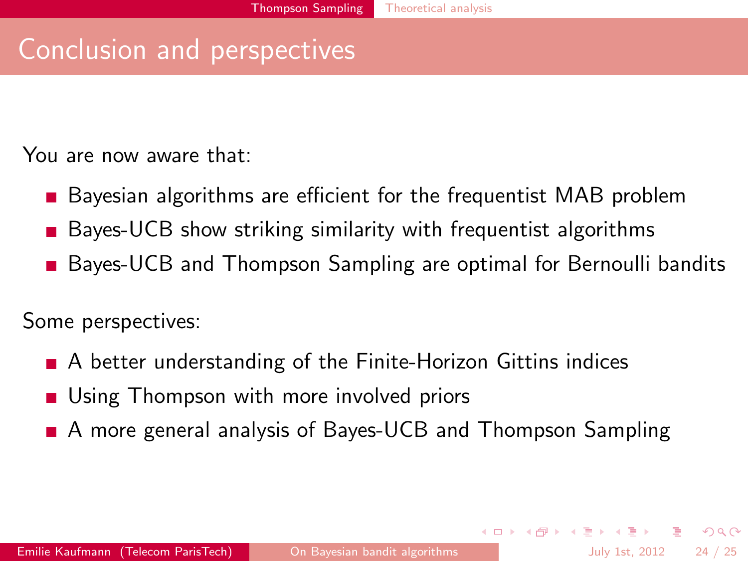# Conclusion and perspectives

You are now aware that:

- Bayesian algorithms are efficient for the frequentist MAB problem
- Bayes-UCB show striking similarity with frequentist algorithms
- Bayes-UCB and Thompson Sampling are optimal for Bernoulli bandits

Some perspectives:

- A better understanding of the Finite-Horizon Gittins indices
- Using Thompson with more involved priors
- A more general analysis of Bayes-UCB and Thompson Sampling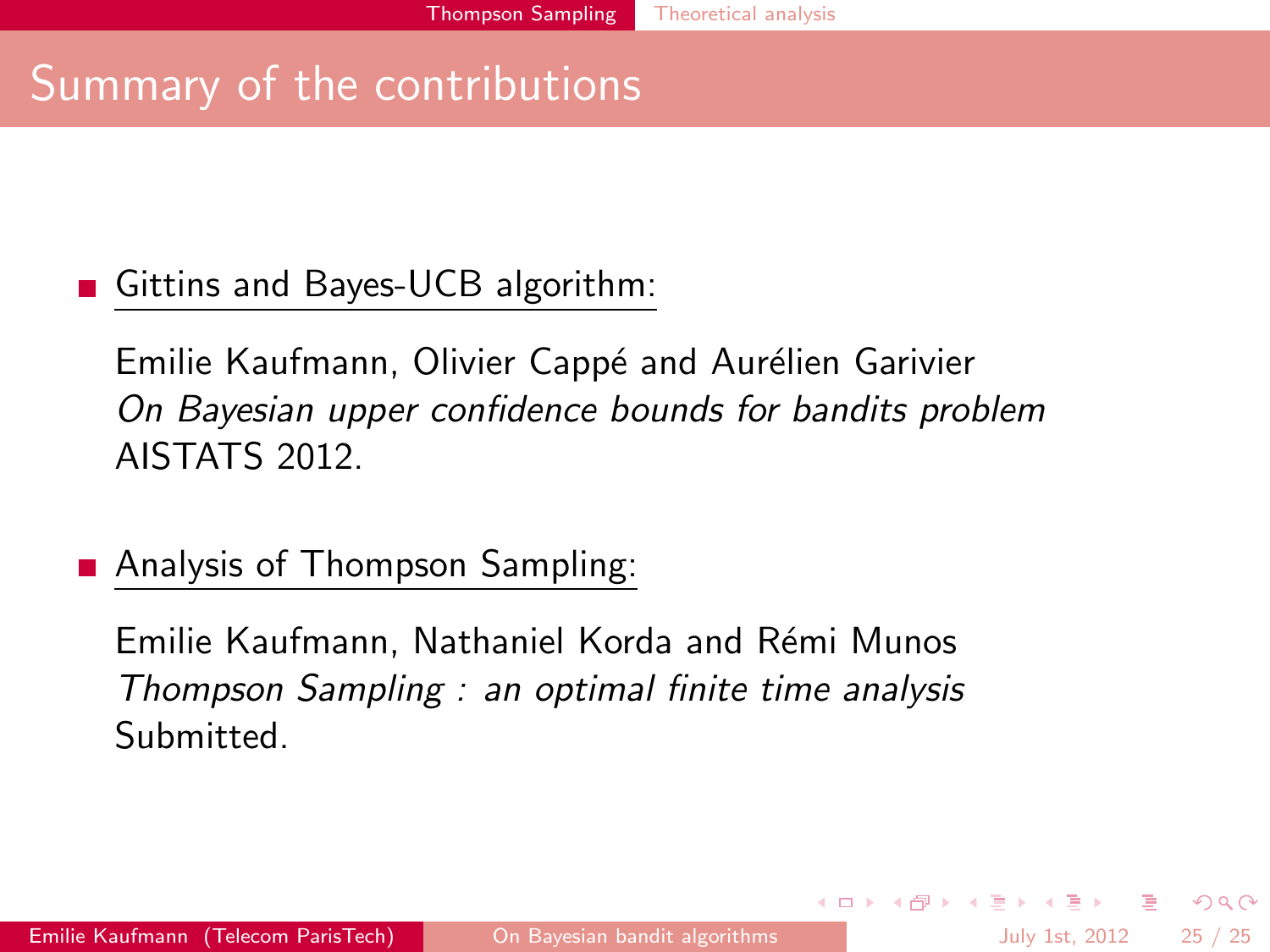# Summary of the contributions

- Gittins and Bayes-UCB algorithm:

  Emilie Kaufmann, Olivier Cappé and Aurélien Garivier
  *On Bayesian upper confidence bounds for bandits problem*
  AISTATS 2012.

- Analysis of Thompson Sampling:

  Emilie Kaufmann, Nathaniel Korda and Rémi Munos
  *Thompson Sampling : an optimal finite time analysis*
  Submitted.